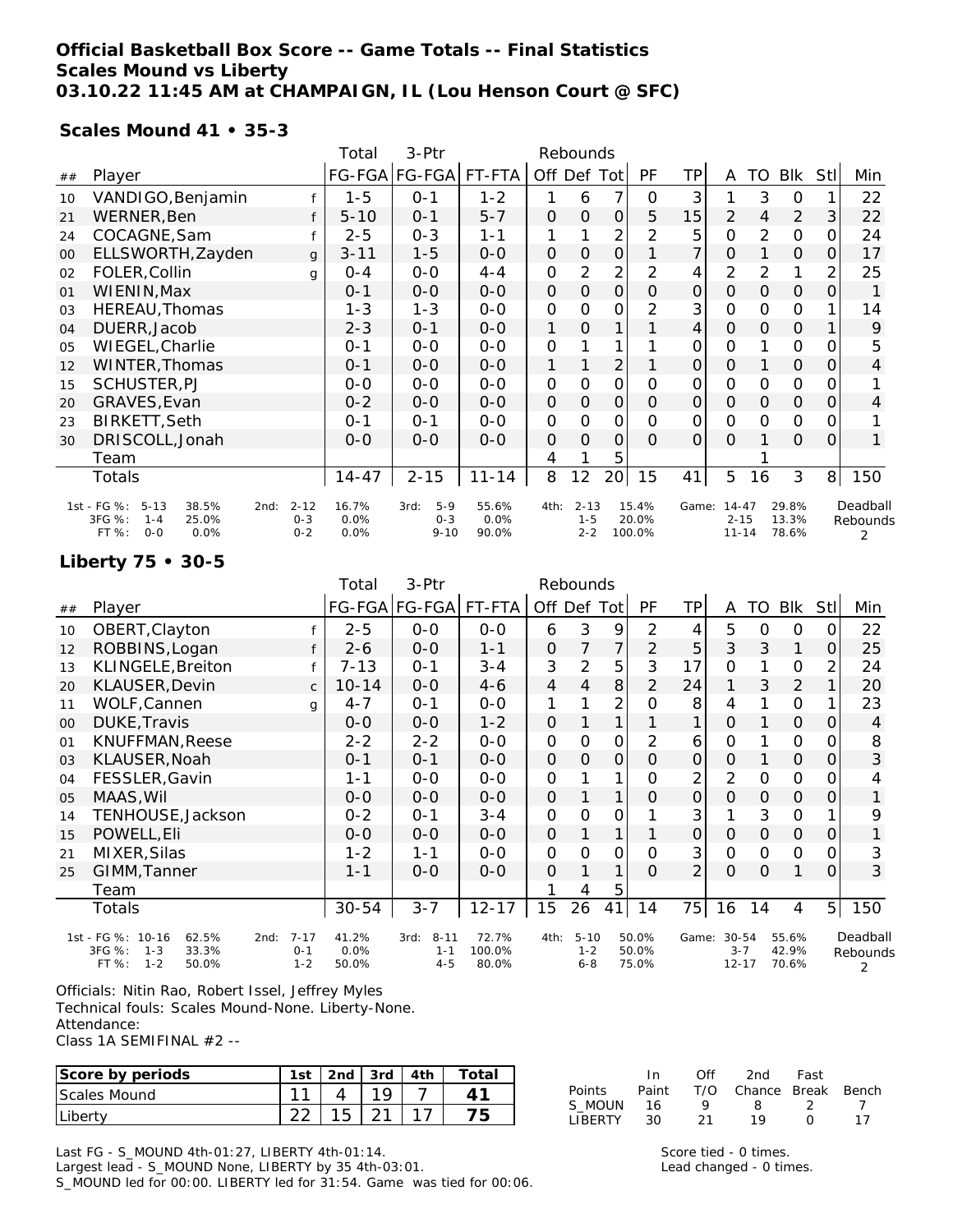# Official Basketball Box Score -- Game Totals -- Final Statistics
## Scales Mound vs Liberty
### 03.10.22 11:45 AM at CHAMPAIGN, IL (Lou Henson Court @ SFC)

**Scales Mound 41 • 35-3**

| ## | Player | | Total FG-FGA | 3-Ptr FG-FGA | FT-FTA | Off | Def | Tot | PF | TP | A | TO | Blk | Stl | Min |
|---|---|---|---|---|---|---|---|---|---|---|---|---|---|---|---|
| 10 | VANDIGO,Benjamin | f | 1-5 | 0-1 | 1-2 | 1 | 6 | 7 | 0 | 3 | 1 | 3 | 0 | 1 | 22 |
| 21 | WERNER,Ben | f | 5-10 | 0-1 | 5-7 | 0 | 0 | 0 | 5 | 15 | 2 | 4 | 2 | 3 | 22 |
| 24 | COCAGNE,Sam | f | 2-5 | 0-3 | 1-1 | 1 | 1 | 2 | 2 | 5 | 0 | 2 | 0 | 0 | 24 |
| 00 | ELLSWORTH,Zayden | g | 3-11 | 1-5 | 0-0 | 0 | 0 | 0 | 1 | 7 | 0 | 1 | 0 | 0 | 17 |
| 02 | FOLER,Collin | g | 0-4 | 0-0 | 4-4 | 0 | 2 | 2 | 2 | 4 | 2 | 2 | 1 | 2 | 25 |
| 01 | WIENIN,Max | | 0-1 | 0-0 | 0-0 | 0 | 0 | 0 | 0 | 0 | 0 | 0 | 0 | 0 | 1 |
| 03 | HEREAU,Thomas | | 1-3 | 1-3 | 0-0 | 0 | 0 | 0 | 2 | 3 | 0 | 0 | 0 | 1 | 14 |
| 04 | DUERR,Jacob | | 2-3 | 0-1 | 0-0 | 1 | 0 | 1 | 1 | 4 | 0 | 0 | 0 | 1 | 9 |
| 05 | WIEGEL,Charlie | | 0-1 | 0-0 | 0-0 | 0 | 1 | 1 | 1 | 0 | 0 | 1 | 0 | 0 | 5 |
| 12 | WINTER,Thomas | | 0-1 | 0-0 | 0-0 | 1 | 1 | 2 | 1 | 0 | 0 | 1 | 0 | 0 | 4 |
| 15 | SCHUSTER,PJ | | 0-0 | 0-0 | 0-0 | 0 | 0 | 0 | 0 | 0 | 0 | 0 | 0 | 0 | 1 |
| 20 | GRAVES,Evan | | 0-2 | 0-0 | 0-0 | 0 | 0 | 0 | 0 | 0 | 0 | 0 | 0 | 0 | 4 |
| 23 | BIRKETT,Seth | | 0-1 | 0-1 | 0-0 | 0 | 0 | 0 | 0 | 0 | 0 | 0 | 0 | 0 | 1 |
| 30 | DRISCOLL,Jonah | | 0-0 | 0-0 | 0-0 | 0 | 0 | 0 | 0 | 0 | 0 | 1 | 0 | 0 | 1 |
| | Team | | | | | 4 | 1 | 5 | | | | 1 | | | |
| | Totals | | 14-47 | 2-15 | 11-14 | 8 | 12 | 20 | 15 | 41 | 5 | 16 | 3 | 8 | 150 |

| | 1st | | 2nd | | 3rd | | 4th | | Game | | Deadball Rebounds |
|---|---|---|---|---|---|---|---|---|---|---|---|
| FG % | 5-13 | 38.5% | 2-12 | 16.7% | 5-9 | 55.6% | 2-13 | 15.4% | 14-47 | 29.8% | 2 |
| 3FG % | 1-4 | 25.0% | 0-3 | 0.0% | 0-3 | 0.0% | 1-5 | 20.0% | 2-15 | 13.3% | |
| FT % | 0-0 | 0.0% | 0-2 | 0.0% | 9-10 | 90.0% | 2-2 | 100.0% | 11-14 | 78.6% | |

**Liberty 75 • 30-5**

| ## | Player | | Total FG-FGA | 3-Ptr FG-FGA | FT-FTA | Off | Def | Tot | PF | TP | A | TO | Blk | Stl | Min |
|---|---|---|---|---|---|---|---|---|---|---|---|---|---|---|---|
| 10 | OBERT,Clayton | f | 2-5 | 0-0 | 0-0 | 6 | 3 | 9 | 2 | 4 | 5 | 0 | 0 | 0 | 22 |
| 12 | ROBBINS,Logan | f | 2-6 | 0-0 | 1-1 | 0 | 7 | 7 | 2 | 5 | 3 | 3 | 1 | 0 | 25 |
| 13 | KLINGELE,Breiton | f | 7-13 | 0-1 | 3-4 | 3 | 2 | 5 | 3 | 17 | 0 | 1 | 0 | 2 | 24 |
| 20 | KLAUSER,Devin | c | 10-14 | 0-0 | 4-6 | 4 | 4 | 8 | 2 | 24 | 1 | 3 | 2 | 1 | 20 |
| 11 | WOLF,Cannen | g | 4-7 | 0-1 | 0-0 | 1 | 1 | 2 | 0 | 8 | 4 | 1 | 0 | 1 | 23 |
| 00 | DUKE,Travis | | 0-0 | 0-0 | 1-2 | 0 | 1 | 1 | 1 | 1 | 0 | 1 | 0 | 0 | 4 |
| 01 | KNUFFMAN,Reese | | 2-2 | 2-2 | 0-0 | 0 | 0 | 0 | 2 | 6 | 0 | 1 | 0 | 0 | 8 |
| 03 | KLAUSER,Noah | | 0-1 | 0-1 | 0-0 | 0 | 0 | 0 | 0 | 0 | 0 | 1 | 0 | 0 | 3 |
| 04 | FESSLER,Gavin | | 1-1 | 0-0 | 0-0 | 0 | 1 | 1 | 0 | 2 | 2 | 0 | 0 | 0 | 4 |
| 05 | MAAS,Wil | | 0-0 | 0-0 | 0-0 | 0 | 1 | 1 | 0 | 0 | 0 | 0 | 0 | 0 | 1 |
| 14 | TENHOUSE,Jackson | | 0-2 | 0-1 | 3-4 | 0 | 0 | 0 | 1 | 3 | 1 | 3 | 0 | 1 | 9 |
| 15 | POWELL,Eli | | 0-0 | 0-0 | 0-0 | 0 | 1 | 1 | 1 | 0 | 0 | 0 | 0 | 0 | 1 |
| 21 | MIXER,Silas | | 1-2 | 1-1 | 0-0 | 0 | 0 | 0 | 0 | 3 | 0 | 0 | 0 | 0 | 3 |
| 25 | GIMM,Tanner | | 1-1 | 0-0 | 0-0 | 0 | 1 | 1 | 0 | 2 | 0 | 0 | 1 | 0 | 3 |
| | Team | | | | | 1 | 4 | 5 | | | | | | | |
| | Totals | | 30-54 | 3-7 | 12-17 | 15 | 26 | 41 | 14 | 75 | 16 | 14 | 4 | 5 | 150 |

| | 1st | | 2nd | | 3rd | | 4th | | Game | | Deadball Rebounds |
|---|---|---|---|---|---|---|---|---|---|---|---|
| FG % | 10-16 | 62.5% | 7-17 | 41.2% | 8-11 | 72.7% | 5-10 | 50.0% | 30-54 | 55.6% | 2 |
| 3FG % | 1-3 | 33.3% | 0-1 | 0.0% | 1-1 | 100.0% | 1-2 | 50.0% | 3-7 | 42.9% | |
| FT % | 1-2 | 50.0% | 1-2 | 50.0% | 4-5 | 80.0% | 6-8 | 75.0% | 12-17 | 70.6% | |

Officials: Nitin Rao, Robert Issel, Jeffrey Myles
Technical fouls: Scales Mound-None. Liberty-None.
Attendance:
Class 1A SEMIFINAL #2 --

| Score by periods | 1st | 2nd | 3rd | 4th | Total |
|---|---|---|---|---|---|
| Scales Mound | 11 | 4 | 19 | 7 | 41 |
| Liberty | 22 | 15 | 21 | 17 | 75 |

| Points | In Paint | Off T/O | 2nd Chance | Fast Break | Bench |
|---|---|---|---|---|---|
| S_MOUN | 16 | 9 | 8 | 2 | 7 |
| LIBERTY | 30 | 21 | 19 | 0 | 17 |

Last FG - S_MOUND 4th-01:27, LIBERTY 4th-01:14.
Largest lead - S_MOUND None, LIBERTY by 35 4th-03:01.
S_MOUND led for 00:00. LIBERTY led for 31:54. Game was tied for 00:06.

Score tied - 0 times.
Lead changed - 0 times.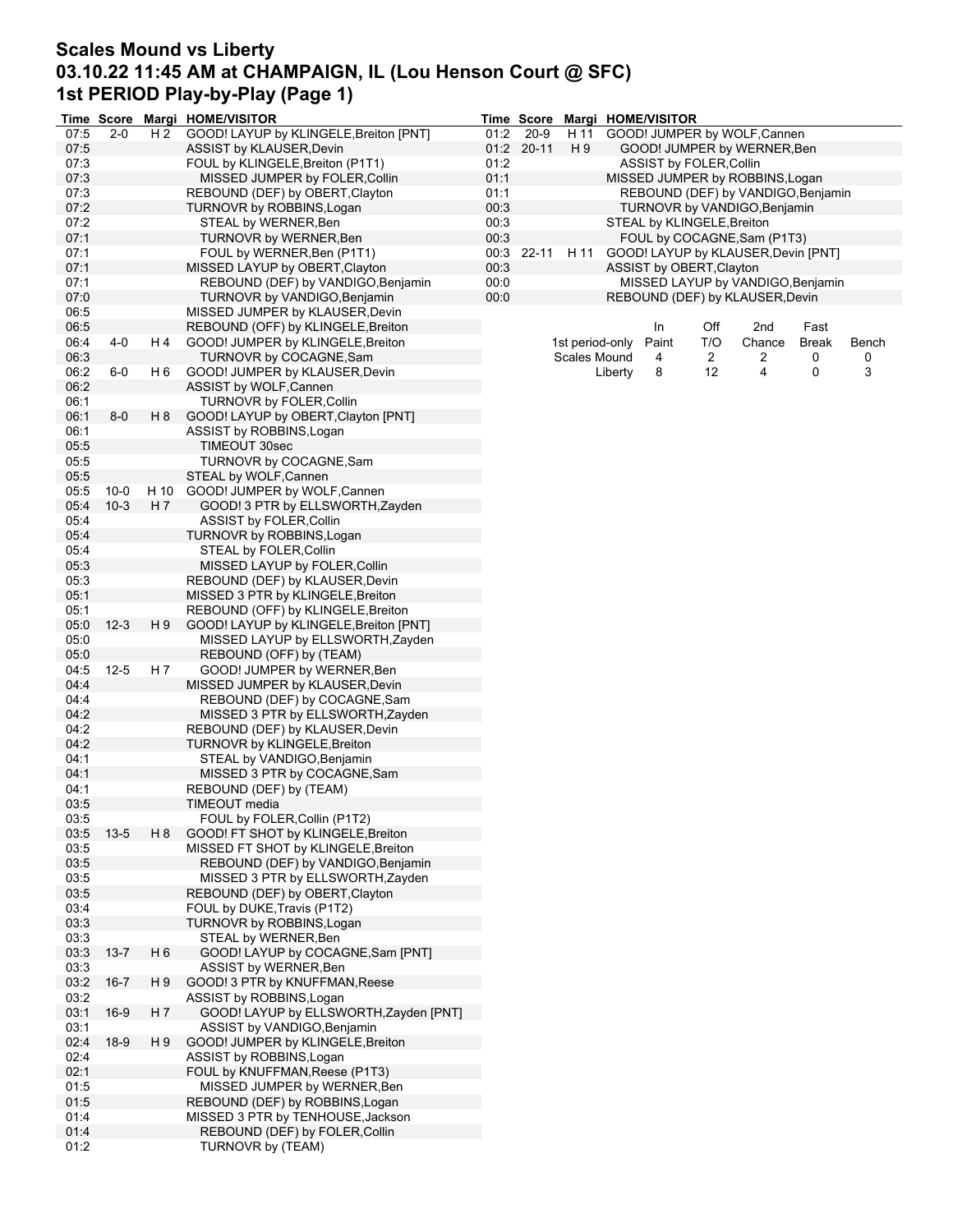# Scales Mound vs Liberty
## 03.10.22 11:45 AM at CHAMPAIGN, IL (Lou Henson Court @ SFC)
## 1st PERIOD Play-by-Play (Page 1)

| Time | Score | Margi | HOME/VISITOR |
|---|---|---|---|
| 07:5 | 2-0 | H 2 | GOOD! LAYUP by KLINGELE,Breiton [PNT] |
| 07:5 | | | ASSIST by KLAUSER,Devin |
| 07:3 | | | FOUL by KLINGELE,Breiton (P1T1) |
| 07:3 | | | MISSED JUMPER by FOLER,Collin |
| 07:3 | | | REBOUND (DEF) by OBERT,Clayton |
| 07:2 | | | TURNOVR by ROBBINS,Logan |
| 07:2 | | | STEAL by WERNER,Ben |
| 07:1 | | | TURNOVR by WERNER,Ben |
| 07:1 | | | FOUL by WERNER,Ben (P1T1) |
| 07:1 | | | MISSED LAYUP by OBERT,Clayton |
| 07:1 | | | REBOUND (DEF) by VANDIGO,Benjamin |
| 07:0 | | | TURNOVR by VANDIGO,Benjamin |
| 06:5 | | | MISSED JUMPER by KLAUSER,Devin |
| 06:5 | | | REBOUND (OFF) by KLINGELE,Breiton |
| 06:4 | 4-0 | H 4 | GOOD! JUMPER by KLINGELE,Breiton |
| 06:3 | | | TURNOVR by COCAGNE,Sam |
| 06:2 | 6-0 | H 6 | GOOD! JUMPER by KLAUSER,Devin |
| 06:2 | | | ASSIST by WOLF,Cannen |
| 06:1 | | | TURNOVR by FOLER,Collin |
| 06:1 | 8-0 | H 8 | GOOD! LAYUP by OBERT,Clayton [PNT] |
| 06:1 | | | ASSIST by ROBBINS,Logan |
| 05:5 | | | TIMEOUT 30sec |
| 05:5 | | | TURNOVR by COCAGNE,Sam |
| 05:5 | | | STEAL by WOLF,Cannen |
| 05:5 | 10-0 | H 10 | GOOD! JUMPER by WOLF,Cannen |
| 05:4 | 10-3 | H 7 | GOOD! 3 PTR by ELLSWORTH,Zayden |
| 05:4 | | | ASSIST by FOLER,Collin |
| 05:4 | | | TURNOVR by ROBBINS,Logan |
| 05:4 | | | STEAL by FOLER,Collin |
| 05:3 | | | MISSED LAYUP by FOLER,Collin |
| 05:3 | | | REBOUND (DEF) by KLAUSER,Devin |
| 05:1 | | | MISSED 3 PTR by KLINGELE,Breiton |
| 05:1 | | | REBOUND (OFF) by KLINGELE,Breiton |
| 05:0 | 12-3 | H 9 | GOOD! LAYUP by KLINGELE,Breiton [PNT] |
| 05:0 | | | MISSED LAYUP by ELLSWORTH,Zayden |
| 05:0 | | | REBOUND (OFF) by (TEAM) |
| 04:5 | 12-5 | H 7 | GOOD! JUMPER by WERNER,Ben |
| 04:4 | | | MISSED JUMPER by KLAUSER,Devin |
| 04:4 | | | REBOUND (DEF) by COCAGNE,Sam |
| 04:2 | | | MISSED 3 PTR by ELLSWORTH,Zayden |
| 04:2 | | | REBOUND (DEF) by KLAUSER,Devin |
| 04:2 | | | TURNOVR by KLINGELE,Breiton |
| 04:1 | | | STEAL by VANDIGO,Benjamin |
| 04:1 | | | MISSED 3 PTR by COCAGNE,Sam |
| 04:1 | | | REBOUND (DEF) by (TEAM) |
| 03:5 | | | TIMEOUT media |
| 03:5 | | | FOUL by FOLER,Collin (P1T2) |
| 03:5 | 13-5 | H 8 | GOOD! FT SHOT by KLINGELE,Breiton |
| 03:5 | | | MISSED FT SHOT by KLINGELE,Breiton |
| 03:5 | | | REBOUND (DEF) by VANDIGO,Benjamin |
| 03:5 | | | MISSED 3 PTR by ELLSWORTH,Zayden |
| 03:5 | | | REBOUND (DEF) by OBERT,Clayton |
| 03:4 | | | FOUL by DUKE,Travis (P1T2) |
| 03:3 | | | TURNOVR by ROBBINS,Logan |
| 03:3 | | | STEAL by WERNER,Ben |
| 03:3 | 13-7 | H 6 | GOOD! LAYUP by COCAGNE,Sam [PNT] |
| 03:3 | | | ASSIST by WERNER,Ben |
| 03:2 | 16-7 | H 9 | GOOD! 3 PTR by KNUFFMAN,Reese |
| 03:2 | | | ASSIST by ROBBINS,Logan |
| 03:1 | 16-9 | H 7 | GOOD! LAYUP by ELLSWORTH,Zayden [PNT] |
| 03:1 | | | ASSIST by VANDIGO,Benjamin |
| 02:4 | 18-9 | H 9 | GOOD! JUMPER by KLINGELE,Breiton |
| 02:4 | | | ASSIST by ROBBINS,Logan |
| 02:1 | | | FOUL by KNUFFMAN,Reese (P1T3) |
| 01:5 | | | MISSED JUMPER by WERNER,Ben |
| 01:5 | | | REBOUND (DEF) by ROBBINS,Logan |
| 01:4 | | | MISSED 3 PTR by TENHOUSE,Jackson |
| 01:4 | | | REBOUND (DEF) by FOLER,Collin |
| 01:2 | | | TURNOVR by (TEAM) |
| 01:2 | 20-9 | H 11 | GOOD! JUMPER by WOLF,Cannen |
| 01:2 | 20-11 | H 9 | GOOD! JUMPER by WERNER,Ben |
| 01:2 | | | ASSIST by FOLER,Collin |
| 01:1 | | | MISSED JUMPER by ROBBINS,Logan |
| 01:1 | | | REBOUND (DEF) by VANDIGO,Benjamin |
| 00:3 | | | TURNOVR by VANDIGO,Benjamin |
| 00:3 | | | STEAL by KLINGELE,Breiton |
| 00:3 | | | FOUL by COCAGNE,Sam (P1T3) |
| 00:3 | 22-11 | H 11 | GOOD! LAYUP by KLAUSER,Devin [PNT] |
| 00:3 | | | ASSIST by OBERT,Clayton |
| 00:0 | | | MISSED LAYUP by VANDIGO,Benjamin |
| 00:0 | | | REBOUND (DEF) by KLAUSER,Devin |

| 1st period-only | In Paint | Off T/O | 2nd Chance | Fast Break | Bench |
|---|---|---|---|---|---|
| Scales Mound | 4 | 2 | 2 | 0 | 0 |
| Liberty | 8 | 12 | 4 | 0 | 3 |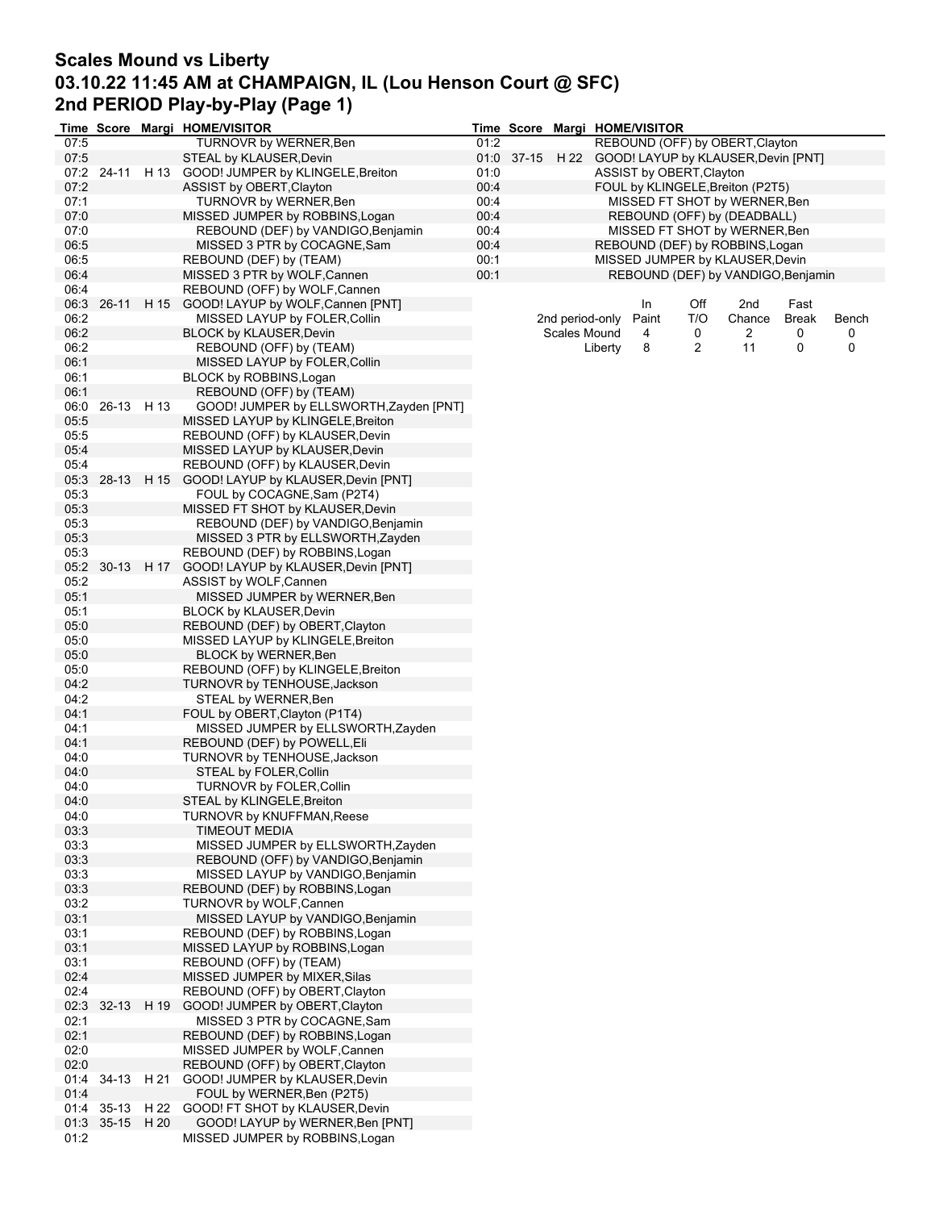# Scales Mound vs Liberty
## 03.10.22 11:45 AM at CHAMPAIGN, IL (Lou Henson Court @ SFC)
## 2nd PERIOD Play-by-Play (Page 1)

| Time | Score | Margi | HOME/VISITOR |
|---|---|---|---|
| 07:5 | | | TURNOVR by WERNER,Ben |
| 07:5 | | | STEAL by KLAUSER,Devin |
| 07:2 | 24-11 | H 13 | GOOD! JUMPER by KLINGELE,Breiton |
| 07:2 | | | ASSIST by OBERT,Clayton |
| 07:1 | | | TURNOVR by WERNER,Ben |
| 07:0 | | | MISSED JUMPER by ROBBINS,Logan |
| 07:0 | | | REBOUND (DEF) by VANDIGO,Benjamin |
| 06:5 | | | MISSED 3 PTR by COCAGNE,Sam |
| 06:5 | | | REBOUND (DEF) by (TEAM) |
| 06:4 | | | MISSED 3 PTR by WOLF,Cannen |
| 06:4 | | | REBOUND (OFF) by WOLF,Cannen |
| 06:3 | 26-11 | H 15 | GOOD! LAYUP by WOLF,Cannen [PNT] |
| 06:2 | | | MISSED LAYUP by FOLER,Collin |
| 06:2 | | | BLOCK by KLAUSER,Devin |
| 06:2 | | | REBOUND (OFF) by (TEAM) |
| 06:1 | | | MISSED LAYUP by FOLER,Collin |
| 06:1 | | | BLOCK by ROBBINS,Logan |
| 06:1 | | | REBOUND (OFF) by (TEAM) |
| 06:0 | 26-13 | H 13 | GOOD! JUMPER by ELLSWORTH,Zayden [PNT] |
| 05:5 | | | MISSED LAYUP by KLINGELE,Breiton |
| 05:5 | | | REBOUND (OFF) by KLAUSER,Devin |
| 05:4 | | | MISSED LAYUP by KLAUSER,Devin |
| 05:4 | | | REBOUND (OFF) by KLAUSER,Devin |
| 05:3 | 28-13 | H 15 | GOOD! LAYUP by KLAUSER,Devin [PNT] |
| 05:3 | | | FOUL by COCAGNE,Sam (P2T4) |
| 05:3 | | | MISSED FT SHOT by KLAUSER,Devin |
| 05:3 | | | REBOUND (DEF) by VANDIGO,Benjamin |
| 05:3 | | | MISSED 3 PTR by ELLSWORTH,Zayden |
| 05:3 | | | REBOUND (DEF) by ROBBINS,Logan |
| 05:2 | 30-13 | H 17 | GOOD! LAYUP by KLAUSER,Devin [PNT] |
| 05:2 | | | ASSIST by WOLF,Cannen |
| 05:1 | | | MISSED JUMPER by WERNER,Ben |
| 05:1 | | | BLOCK by KLAUSER,Devin |
| 05:0 | | | REBOUND (DEF) by OBERT,Clayton |
| 05:0 | | | MISSED LAYUP by KLINGELE,Breiton |
| 05:0 | | | BLOCK by WERNER,Ben |
| 05:0 | | | REBOUND (OFF) by KLINGELE,Breiton |
| 04:2 | | | TURNOVR by TENHOUSE,Jackson |
| 04:2 | | | STEAL by WERNER,Ben |
| 04:1 | | | FOUL by OBERT,Clayton (P1T4) |
| 04:1 | | | MISSED JUMPER by ELLSWORTH,Zayden |
| 04:1 | | | REBOUND (DEF) by POWELL,Eli |
| 04:0 | | | TURNOVR by TENHOUSE,Jackson |
| 04:0 | | | STEAL by FOLER,Collin |
| 04:0 | | | TURNOVR by FOLER,Collin |
| 04:0 | | | STEAL by KLINGELE,Breiton |
| 04:0 | | | TURNOVR by KNUFFMAN,Reese |
| 03:3 | | | TIMEOUT MEDIA |
| 03:3 | | | MISSED JUMPER by ELLSWORTH,Zayden |
| 03:3 | | | REBOUND (OFF) by VANDIGO,Benjamin |
| 03:3 | | | MISSED LAYUP by VANDIGO,Benjamin |
| 03:3 | | | REBOUND (DEF) by ROBBINS,Logan |
| 03:2 | | | TURNOVR by WOLF,Cannen |
| 03:1 | | | MISSED LAYUP by VANDIGO,Benjamin |
| 03:1 | | | REBOUND (DEF) by ROBBINS,Logan |
| 03:1 | | | MISSED LAYUP by ROBBINS,Logan |
| 03:1 | | | REBOUND (OFF) by (TEAM) |
| 02:4 | | | MISSED JUMPER by MIXER,Silas |
| 02:4 | | | REBOUND (OFF) by OBERT,Clayton |
| 02:3 | 32-13 | H 19 | GOOD! JUMPER by OBERT,Clayton |
| 02:1 | | | MISSED 3 PTR by COCAGNE,Sam |
| 02:1 | | | REBOUND (DEF) by ROBBINS,Logan |
| 02:0 | | | MISSED JUMPER by WOLF,Cannen |
| 02:0 | | | REBOUND (OFF) by OBERT,Clayton |
| 01:4 | 34-13 | H 21 | GOOD! JUMPER by KLAUSER,Devin |
| 01:4 | | | FOUL by WERNER,Ben (P2T5) |
| 01:4 | 35-13 | H 22 | GOOD! FT SHOT by KLAUSER,Devin |
| 01:3 | 35-15 | H 20 | GOOD! LAYUP by WERNER,Ben [PNT] |
| 01:2 | | | MISSED JUMPER by ROBBINS,Logan |
| 01:2 | | | REBOUND (OFF) by OBERT,Clayton |
| 01:0 | 37-15 | H 22 | GOOD! LAYUP by KLAUSER,Devin [PNT] |
| 01:0 | | | ASSIST by OBERT,Clayton |
| 00:4 | | | FOUL by KLINGELE,Breiton (P2T5) |
| 00:4 | | | MISSED FT SHOT by WERNER,Ben |
| 00:4 | | | REBOUND (OFF) by (DEADBALL) |
| 00:4 | | | MISSED FT SHOT by WERNER,Ben |
| 00:4 | | | REBOUND (DEF) by ROBBINS,Logan |
| 00:1 | | | MISSED JUMPER by KLAUSER,Devin |
| 00:1 | | | REBOUND (DEF) by VANDIGO,Benjamin |

| 2nd period-only | In Paint | Off T/O | 2nd Chance | Fast Break | Bench |
|---|---|---|---|---|---|
| Scales Mound | 4 | 0 | 2 | 0 | 0 |
| Liberty | 8 | 2 | 11 | 0 | 0 |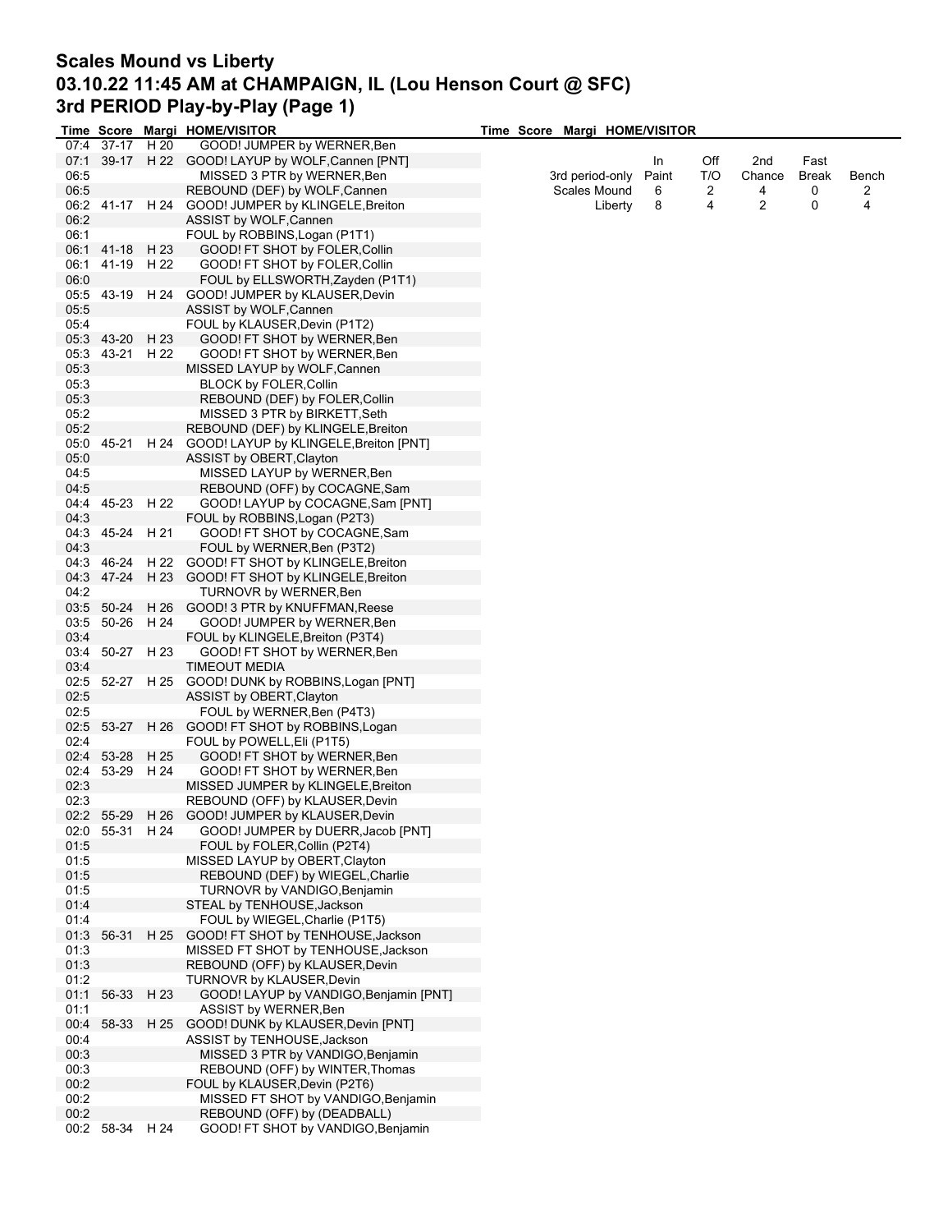# Scales Mound vs Liberty
## 03.10.22 11:45 AM at CHAMPAIGN, IL (Lou Henson Court @ SFC)
## 3rd PERIOD Play-by-Play (Page 1)

| Time | Score | Margi | HOME/VISITOR |
|---|---|---|---|
| 07:4 | 37-17 | H 20 | GOOD! JUMPER by WERNER,Ben |
| 07:1 | 39-17 | H 22 | GOOD! LAYUP by WOLF,Cannen [PNT] |
| 06:5 | | | MISSED 3 PTR by WERNER,Ben |
| 06:5 | | | REBOUND (DEF) by WOLF,Cannen |
| 06:2 | 41-17 | H 24 | GOOD! JUMPER by KLINGELE,Breiton |
| 06:2 | | | ASSIST by WOLF,Cannen |
| 06:1 | | | FOUL by ROBBINS,Logan (P1T1) |
| 06:1 | 41-18 | H 23 | GOOD! FT SHOT by FOLER,Collin |
| 06:1 | 41-19 | H 22 | GOOD! FT SHOT by FOLER,Collin |
| 06:0 | | | FOUL by ELLSWORTH,Zayden (P1T1) |
| 05:5 | 43-19 | H 24 | GOOD! JUMPER by KLAUSER,Devin |
| 05:5 | | | ASSIST by WOLF,Cannen |
| 05:4 | | | FOUL by KLAUSER,Devin (P1T2) |
| 05:3 | 43-20 | H 23 | GOOD! FT SHOT by WERNER,Ben |
| 05:3 | 43-21 | H 22 | GOOD! FT SHOT by WERNER,Ben |
| 05:3 | | | MISSED LAYUP by WOLF,Cannen |
| 05:3 | | | BLOCK by FOLER,Collin |
| 05:3 | | | REBOUND (DEF) by FOLER,Collin |
| 05:2 | | | MISSED 3 PTR by BIRKETT,Seth |
| 05:2 | | | REBOUND (DEF) by KLINGELE,Breiton |
| 05:0 | 45-21 | H 24 | GOOD! LAYUP by KLINGELE,Breiton [PNT] |
| 05:0 | | | ASSIST by OBERT,Clayton |
| 04:5 | | | MISSED LAYUP by WERNER,Ben |
| 04:5 | | | REBOUND (OFF) by COCAGNE,Sam |
| 04:4 | 45-23 | H 22 | GOOD! LAYUP by COCAGNE,Sam [PNT] |
| 04:3 | | | FOUL by ROBBINS,Logan (P2T3) |
| 04:3 | 45-24 | H 21 | GOOD! FT SHOT by COCAGNE,Sam |
| 04:3 | | | FOUL by WERNER,Ben (P3T2) |
| 04:3 | 46-24 | H 22 | GOOD! FT SHOT by KLINGELE,Breiton |
| 04:3 | 47-24 | H 23 | GOOD! FT SHOT by KLINGELE,Breiton |
| 04:2 | | | TURNOVR by WERNER,Ben |
| 03:5 | 50-24 | H 26 | GOOD! 3 PTR by KNUFFMAN,Reese |
| 03:5 | 50-26 | H 24 | GOOD! JUMPER by WERNER,Ben |
| 03:4 | | | FOUL by KLINGELE,Breiton (P3T4) |
| 03:4 | 50-27 | H 23 | GOOD! FT SHOT by WERNER,Ben |
| 03:4 | | | TIMEOUT MEDIA |
| 02:5 | 52-27 | H 25 | GOOD! DUNK by ROBBINS,Logan [PNT] |
| 02:5 | | | ASSIST by OBERT,Clayton |
| 02:5 | | | FOUL by WERNER,Ben (P4T3) |
| 02:5 | 53-27 | H 26 | GOOD! FT SHOT by ROBBINS,Logan |
| 02:4 | | | FOUL by POWELL,Eli (P1T5) |
| 02:4 | 53-28 | H 25 | GOOD! FT SHOT by WERNER,Ben |
| 02:4 | 53-29 | H 24 | GOOD! FT SHOT by WERNER,Ben |
| 02:3 | | | MISSED JUMPER by KLINGELE,Breiton |
| 02:3 | | | REBOUND (OFF) by KLAUSER,Devin |
| 02:2 | 55-29 | H 26 | GOOD! JUMPER by KLAUSER,Devin |
| 02:0 | 55-31 | H 24 | GOOD! JUMPER by DUERR,Jacob [PNT] |
| 01:5 | | | FOUL by FOLER,Collin (P2T4) |
| 01:5 | | | MISSED LAYUP by OBERT,Clayton |
| 01:5 | | | REBOUND (DEF) by WIEGEL,Charlie |
| 01:5 | | | TURNOVR by VANDIGO,Benjamin |
| 01:4 | | | STEAL by TENHOUSE,Jackson |
| 01:4 | | | FOUL by WIEGEL,Charlie (P1T5) |
| 01:3 | 56-31 | H 25 | GOOD! FT SHOT by TENHOUSE,Jackson |
| 01:3 | | | MISSED FT SHOT by TENHOUSE,Jackson |
| 01:3 | | | REBOUND (OFF) by KLAUSER,Devin |
| 01:2 | | | TURNOVR by KLAUSER,Devin |
| 01:1 | 56-33 | H 23 | GOOD! LAYUP by VANDIGO,Benjamin [PNT] |
| 01:1 | | | ASSIST by WERNER,Ben |
| 00:4 | 58-33 | H 25 | GOOD! DUNK by KLAUSER,Devin [PNT] |
| 00:4 | | | ASSIST by TENHOUSE,Jackson |
| 00:3 | | | MISSED 3 PTR by VANDIGO,Benjamin |
| 00:3 | | | REBOUND (OFF) by WINTER,Thomas |
| 00:2 | | | FOUL by KLAUSER,Devin (P2T6) |
| 00:2 | | | MISSED FT SHOT by VANDIGO,Benjamin |
| 00:2 | | | REBOUND (OFF) by (DEADBALL) |
| 00:2 | 58-34 | H 24 | GOOD! FT SHOT by VANDIGO,Benjamin |

| 3rd period-only | In Paint | Off T/O | 2nd Chance | Fast Break | Bench |
|---|---|---|---|---|---|
| Scales Mound | 6 | 2 | 4 | 0 | 2 |
| Liberty | 8 | 4 | 2 | 0 | 4 |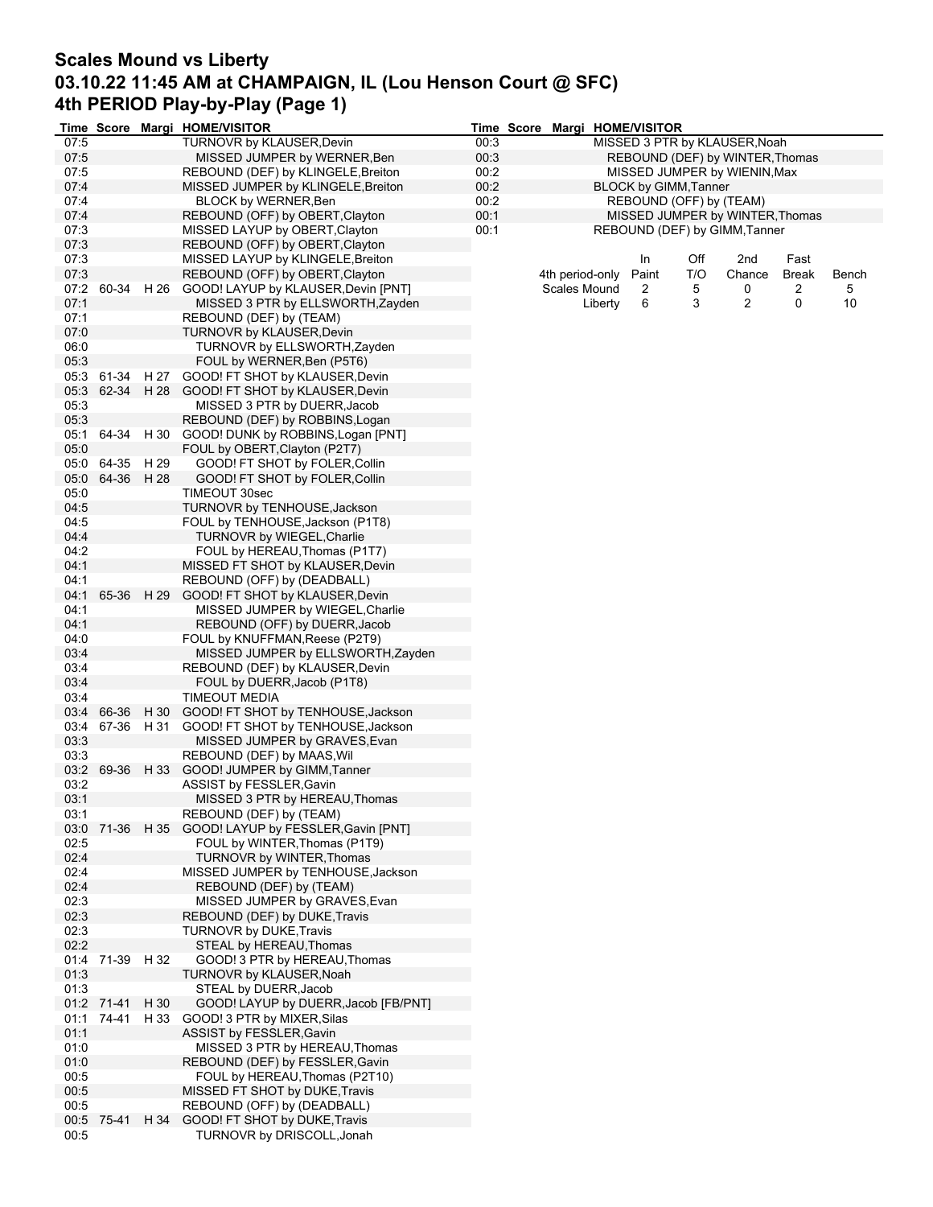# Scales Mound vs Liberty
## 03.10.22 11:45 AM at CHAMPAIGN, IL (Lou Henson Court @ SFC)
## 4th PERIOD Play-by-Play (Page 1)

| Time | Score | Margi | HOME/VISITOR |
|---|---|---|---|
| 07:5 | | | TURNOVR by KLAUSER,Devin |
| 07:5 | | | MISSED JUMPER by WERNER,Ben |
| 07:5 | | | REBOUND (DEF) by KLINGELE,Breiton |
| 07:4 | | | MISSED JUMPER by KLINGELE,Breiton |
| 07:4 | | | BLOCK by WERNER,Ben |
| 07:4 | | | REBOUND (OFF) by OBERT,Clayton |
| 07:3 | | | MISSED LAYUP by OBERT,Clayton |
| 07:3 | | | REBOUND (OFF) by OBERT,Clayton |
| 07:3 | | | MISSED LAYUP by KLINGELE,Breiton |
| 07:3 | | | REBOUND (OFF) by OBERT,Clayton |
| 07:2 | 60-34 | H 26 | GOOD! LAYUP by KLAUSER,Devin [PNT] |
| 07:1 | | | MISSED 3 PTR by ELLSWORTH,Zayden |
| 07:1 | | | REBOUND (DEF) by (TEAM) |
| 07:0 | | | TURNOVR by KLAUSER,Devin |
| 06:0 | | | TURNOVR by ELLSWORTH,Zayden |
| 05:3 | | | FOUL by WERNER,Ben (P5T6) |
| 05:3 | 61-34 | H 27 | GOOD! FT SHOT by KLAUSER,Devin |
| 05:3 | 62-34 | H 28 | GOOD! FT SHOT by KLAUSER,Devin |
| 05:3 | | | MISSED 3 PTR by DUERR,Jacob |
| 05:3 | | | REBOUND (DEF) by ROBBINS,Logan |
| 05:1 | 64-34 | H 30 | GOOD! DUNK by ROBBINS,Logan [PNT] |
| 05:0 | | | FOUL by OBERT,Clayton (P2T7) |
| 05:0 | 64-35 | H 29 | GOOD! FT SHOT by FOLER,Collin |
| 05:0 | 64-36 | H 28 | GOOD! FT SHOT by FOLER,Collin |
| 05:0 | | | TIMEOUT 30sec |
| 04:5 | | | TURNOVR by TENHOUSE,Jackson |
| 04:5 | | | FOUL by TENHOUSE,Jackson (P1T8) |
| 04:4 | | | TURNOVR by WIEGEL,Charlie |
| 04:2 | | | FOUL by HEREAU,Thomas (P1T7) |
| 04:1 | | | MISSED FT SHOT by KLAUSER,Devin |
| 04:1 | | | REBOUND (OFF) by (DEADBALL) |
| 04:1 | 65-36 | H 29 | GOOD! FT SHOT by KLAUSER,Devin |
| 04:1 | | | MISSED JUMPER by WIEGEL,Charlie |
| 04:1 | | | REBOUND (OFF) by DUERR,Jacob |
| 04:0 | | | FOUL by KNUFFMAN,Reese (P2T9) |
| 03:4 | | | MISSED JUMPER by ELLSWORTH,Zayden |
| 03:4 | | | REBOUND (DEF) by KLAUSER,Devin |
| 03:4 | | | FOUL by DUERR,Jacob (P1T8) |
| 03:4 | | | TIMEOUT MEDIA |
| 03:4 | 66-36 | H 30 | GOOD! FT SHOT by TENHOUSE,Jackson |
| 03:4 | 67-36 | H 31 | GOOD! FT SHOT by TENHOUSE,Jackson |
| 03:3 | | | MISSED JUMPER by GRAVES,Evan |
| 03:3 | | | REBOUND (DEF) by MAAS,Wil |
| 03:2 | 69-36 | H 33 | GOOD! JUMPER by GIMM,Tanner |
| 03:2 | | | ASSIST by FESSLER,Gavin |
| 03:1 | | | MISSED 3 PTR by HEREAU,Thomas |
| 03:1 | | | REBOUND (DEF) by (TEAM) |
| 03:0 | 71-36 | H 35 | GOOD! LAYUP by FESSLER,Gavin [PNT] |
| 02:5 | | | FOUL by WINTER,Thomas (P1T9) |
| 02:4 | | | TURNOVR by WINTER,Thomas |
| 02:4 | | | MISSED JUMPER by TENHOUSE,Jackson |
| 02:4 | | | REBOUND (DEF) by (TEAM) |
| 02:3 | | | MISSED JUMPER by GRAVES,Evan |
| 02:3 | | | REBOUND (DEF) by DUKE,Travis |
| 02:3 | | | TURNOVR by DUKE,Travis |
| 02:2 | | | STEAL by HEREAU,Thomas |
| 01:4 | 71-39 | H 32 | GOOD! 3 PTR by HEREAU,Thomas |
| 01:3 | | | TURNOVR by KLAUSER,Noah |
| 01:3 | | | STEAL by DUERR,Jacob |
| 01:2 | 71-41 | H 30 | GOOD! LAYUP by DUERR,Jacob [FB/PNT] |
| 01:1 | 74-41 | H 33 | GOOD! 3 PTR by MIXER,Silas |
| 01:1 | | | ASSIST by FESSLER,Gavin |
| 01:0 | | | MISSED 3 PTR by HEREAU,Thomas |
| 01:0 | | | REBOUND (DEF) by FESSLER,Gavin |
| 00:5 | | | FOUL by HEREAU,Thomas (P2T10) |
| 00:5 | | | MISSED FT SHOT by DUKE,Travis |
| 00:5 | | | REBOUND (OFF) by (DEADBALL) |
| 00:5 | 75-41 | H 34 | GOOD! FT SHOT by DUKE,Travis |
| 00:5 | | | TURNOVR by DRISCOLL,Jonah |
| 00:3 | | | MISSED 3 PTR by KLAUSER,Noah |
| 00:3 | | | REBOUND (DEF) by WINTER,Thomas |
| 00:2 | | | MISSED JUMPER by WIENIN,Max |
| 00:2 | | | BLOCK by GIMM,Tanner |
| 00:2 | | | REBOUND (OFF) by (TEAM) |
| 00:1 | | | MISSED JUMPER by WINTER,Thomas |
| 00:1 | | | REBOUND (DEF) by GIMM,Tanner |

| 4th period-only | In Paint | Off T/O | 2nd Chance | Fast Break | Bench |
|---|---|---|---|---|---|
| Scales Mound | 2 | 5 | 0 | 2 | 5 |
| Liberty | 6 | 3 | 2 | 0 | 10 |